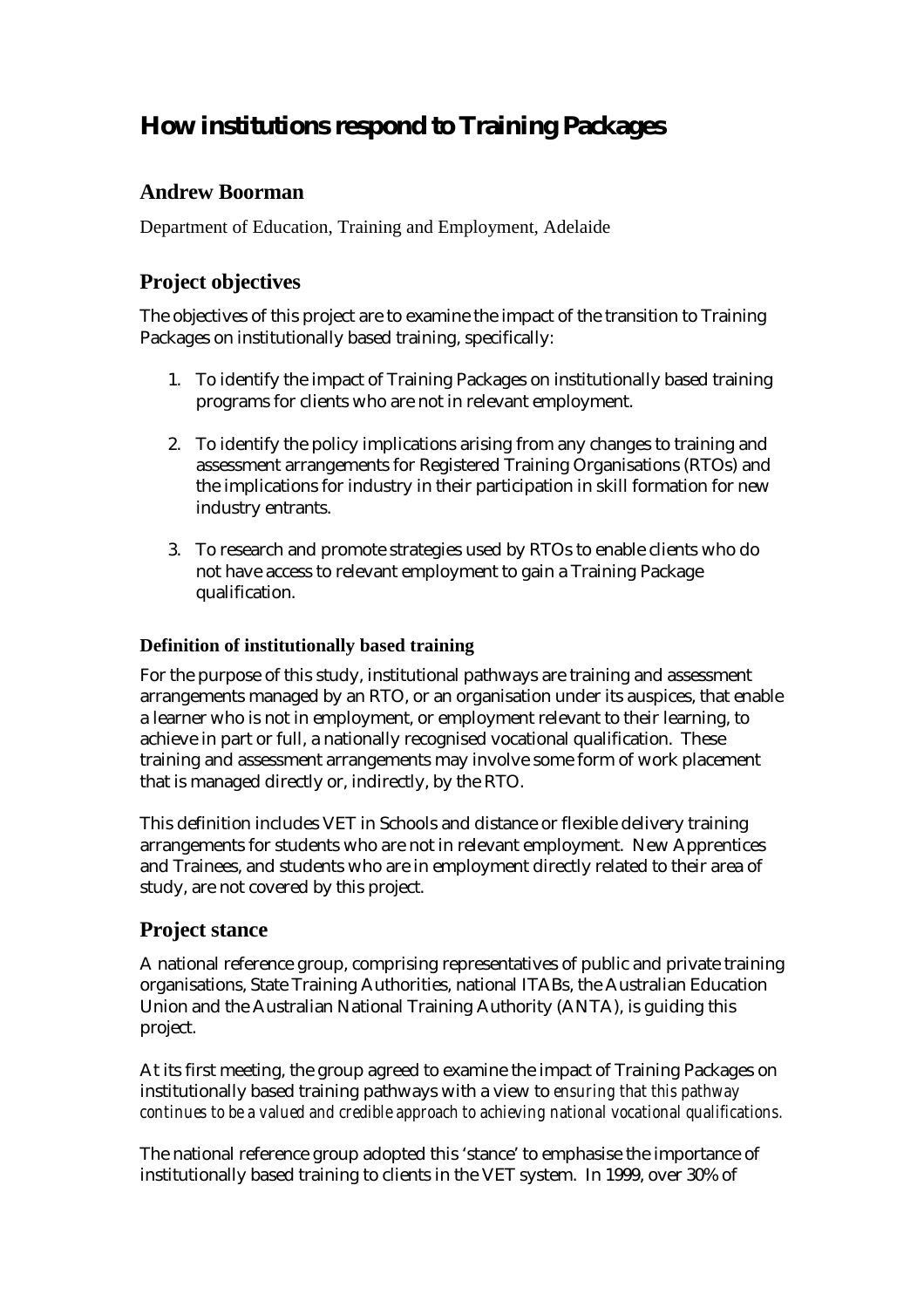# How institutions respond to Training Packages

## Andrew Boorman

Department of Education, Training and Employment, Adelaide

## Project objectives

The objectives of this project are to examine the impact of the transition to Training Packages on institutionally based training, specifically:

1. To identify the impact of Training Packages on institutionally based training programs for clients who are not in relevant employment.
2. To identify the policy implications arising from any changes to training and assessment arrangements for Registered Training Organisations (RTOs) and the implications for industry in their participation in skill formation for new industry entrants.
3. To research and promote strategies used by RTOs to enable clients who do not have access to relevant employment to gain a Training Package qualification.

### Definition of institutionally based training

For the purpose of this study, institutional pathways are training and assessment arrangements managed by an RTO, or an organisation under its auspices, that enable a learner who is not in employment, or employment relevant to their learning, to achieve in part or full, a nationally recognised vocational qualification. These training and assessment arrangements may involve some form of work placement that is managed directly or, indirectly, by the RTO.

This definition includes VET in Schools and distance or flexible delivery training arrangements for students who are not in relevant employment. New Apprentices and Trainees, and students who are in employment directly related to their area of study, are not covered by this project.

## Project stance

A national reference group, comprising representatives of public and private training organisations, State Training Authorities, national ITABs, the Australian Education Union and the Australian National Training Authority (ANTA), is guiding this project.

At its first meeting, the group agreed to examine the impact of Training Packages on institutionally based training pathways with a view to *ensuring that this pathway continues to be a valued and credible approach to achieving national vocational qualifications.*

The national reference group adopted this 'stance' to emphasise the importance of institutionally based training to clients in the VET system. In 1999, over 30% of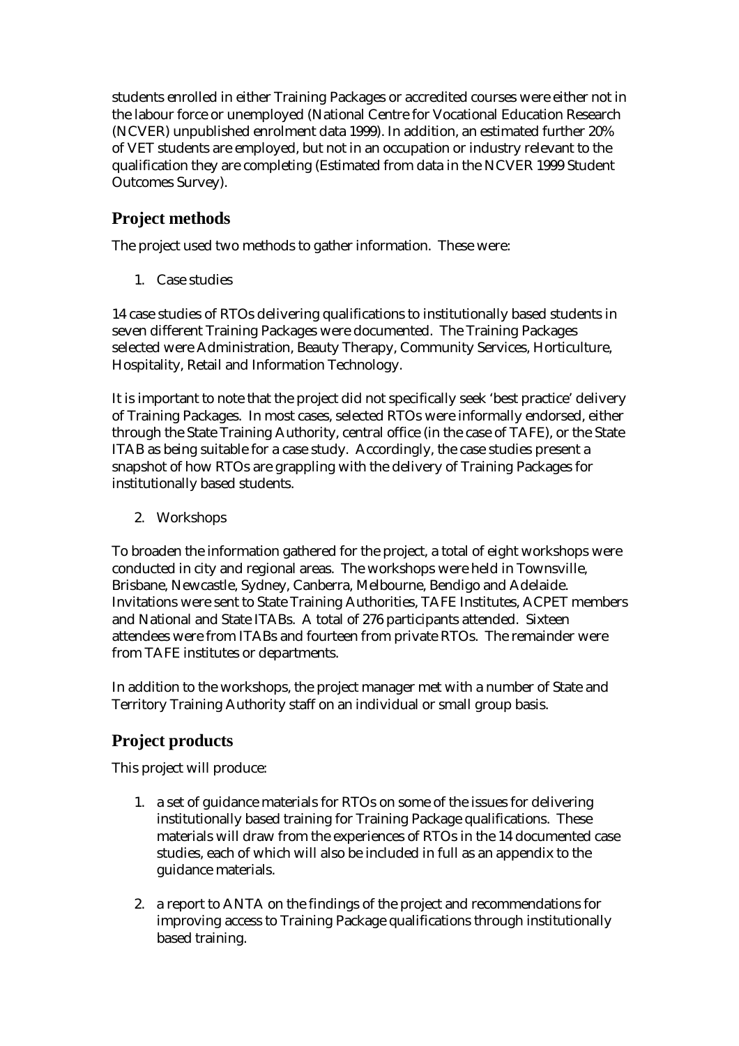students enrolled in either Training Packages or accredited courses were either not in the labour force or unemployed (National Centre for Vocational Education Research (NCVER) unpublished enrolment data 1999). In addition, an estimated further 20% of VET students are employed, but not in an occupation or industry relevant to the qualification they are completing (Estimated from data in the NCVER 1999 Student Outcomes Survey).

## Project methods

The project used two methods to gather information. These were:

1. Case studies

14 case studies of RTOs delivering qualifications to institutionally based students in seven different Training Packages were documented. The Training Packages selected were Administration, Beauty Therapy, Community Services, Horticulture, Hospitality, Retail and Information Technology.

It is important to note that the project did not specifically seek 'best practice' delivery of Training Packages. In most cases, selected RTOs were informally endorsed, either through the State Training Authority, central office (in the case of TAFE), or the State ITAB as being suitable for a case study. Accordingly, the case studies present a snapshot of how RTOs are grappling with the delivery of Training Packages for institutionally based students.

2. Workshops

To broaden the information gathered for the project, a total of eight workshops were conducted in city and regional areas. The workshops were held in Townsville, Brisbane, Newcastle, Sydney, Canberra, Melbourne, Bendigo and Adelaide. Invitations were sent to State Training Authorities, TAFE Institutes, ACPET members and National and State ITABs. A total of 276 participants attended. Sixteen attendees were from ITABs and fourteen from private RTOs. The remainder were from TAFE institutes or departments.

In addition to the workshops, the project manager met with a number of State and Territory Training Authority staff on an individual or small group basis.

## Project products

This project will produce:

1. a set of guidance materials for RTOs on some of the issues for delivering institutionally based training for Training Package qualifications. These materials will draw from the experiences of RTOs in the 14 documented case studies, each of which will also be included in full as an appendix to the guidance materials.

2. a report to ANTA on the findings of the project and recommendations for improving access to Training Package qualifications through institutionally based training.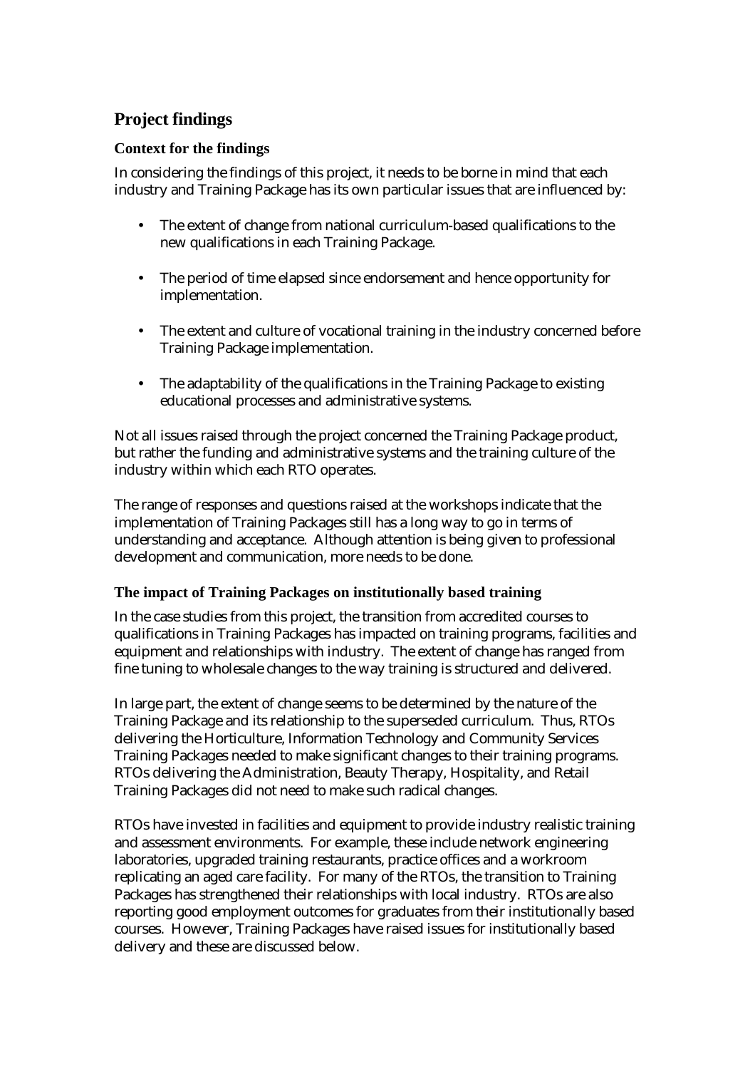## Project findings

### Context for the findings

In considering the findings of this project, it needs to be borne in mind that each industry and Training Package has its own particular issues that are influenced by:

- The extent of change from national curriculum-based qualifications to the new qualifications in each Training Package.
- The period of time elapsed since endorsement and hence opportunity for implementation.
- The extent and culture of vocational training in the industry concerned before Training Package implementation.
- The adaptability of the qualifications in the Training Package to existing educational processes and administrative systems.

Not all issues raised through the project concerned the Training Package product, but rather the funding and administrative systems and the training culture of the industry within which each RTO operates.

The range of responses and questions raised at the workshops indicate that the implementation of Training Packages still has a long way to go in terms of understanding and acceptance. Although attention is being given to professional development and communication, more needs to be done.

### The impact of Training Packages on institutionally based training

In the case studies from this project, the transition from accredited courses to qualifications in Training Packages has impacted on training programs, facilities and equipment and relationships with industry. The extent of change has ranged from fine tuning to wholesale changes to the way training is structured and delivered.

In large part, the extent of change seems to be determined by the nature of the Training Package and its relationship to the superseded curriculum. Thus, RTOs delivering the Horticulture, Information Technology and Community Services Training Packages needed to make significant changes to their training programs. RTOs delivering the Administration, Beauty Therapy, Hospitality, and Retail Training Packages did not need to make such radical changes.

RTOs have invested in facilities and equipment to provide industry realistic training and assessment environments. For example, these include network engineering laboratories, upgraded training restaurants, practice offices and a workroom replicating an aged care facility. For many of the RTOs, the transition to Training Packages has strengthened their relationships with local industry. RTOs are also reporting good employment outcomes for graduates from their institutionally based courses. However, Training Packages have raised issues for institutionally based delivery and these are discussed below.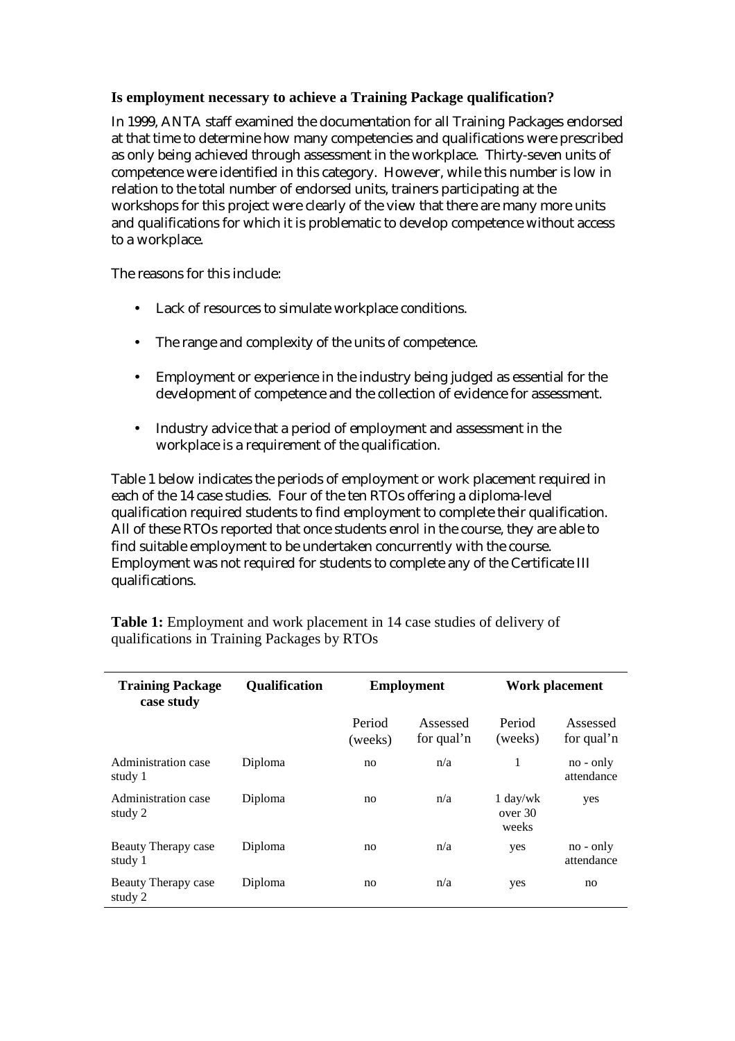**Is employment necessary to achieve a Training Package qualification?**

In 1999, ANTA staff examined the documentation for all Training Packages endorsed at that time to determine how many competencies and qualifications were prescribed as only being achieved through assessment in the workplace. Thirty-seven units of competence were identified in this category. However, while this number is low in relation to the total number of endorsed units, trainers participating at the workshops for this project were clearly of the view that there are many more units and qualifications for which it is problematic to develop competence without access to a workplace.

The reasons for this include:

- Lack of resources to simulate workplace conditions.
- The range and complexity of the units of competence.
- Employment or experience in the industry being judged as essential for the development of competence and the collection of evidence for assessment.
- Industry advice that a period of employment and assessment in the workplace is a requirement of the qualification.

Table 1 below indicates the periods of employment or work placement required in each of the 14 case studies. Four of the ten RTOs offering a diploma-level qualification required students to find employment to complete their qualification. All of these RTOs reported that once students enrol in the course, they are able to find suitable employment to be undertaken concurrently with the course. Employment was not required for students to complete any of the Certificate III qualifications.

**Table 1:** Employment and work placement in 14 case studies of delivery of qualifications in Training Packages by RTOs

| Training Package case study | Qualification | Employment | | Work placement | |
|---|---|---|---|---|---|
| | | Period (weeks) | Assessed for qual'n | Period (weeks) | Assessed for qual'n |
| Administration case study 1 | Diploma | no | n/a | 1 | no - only attendance |
| Administration case study 2 | Diploma | no | n/a | 1 day/wk over 30 weeks | yes |
| Beauty Therapy case study 1 | Diploma | no | n/a | yes | no - only attendance |
| Beauty Therapy case study 2 | Diploma | no | n/a | yes | no |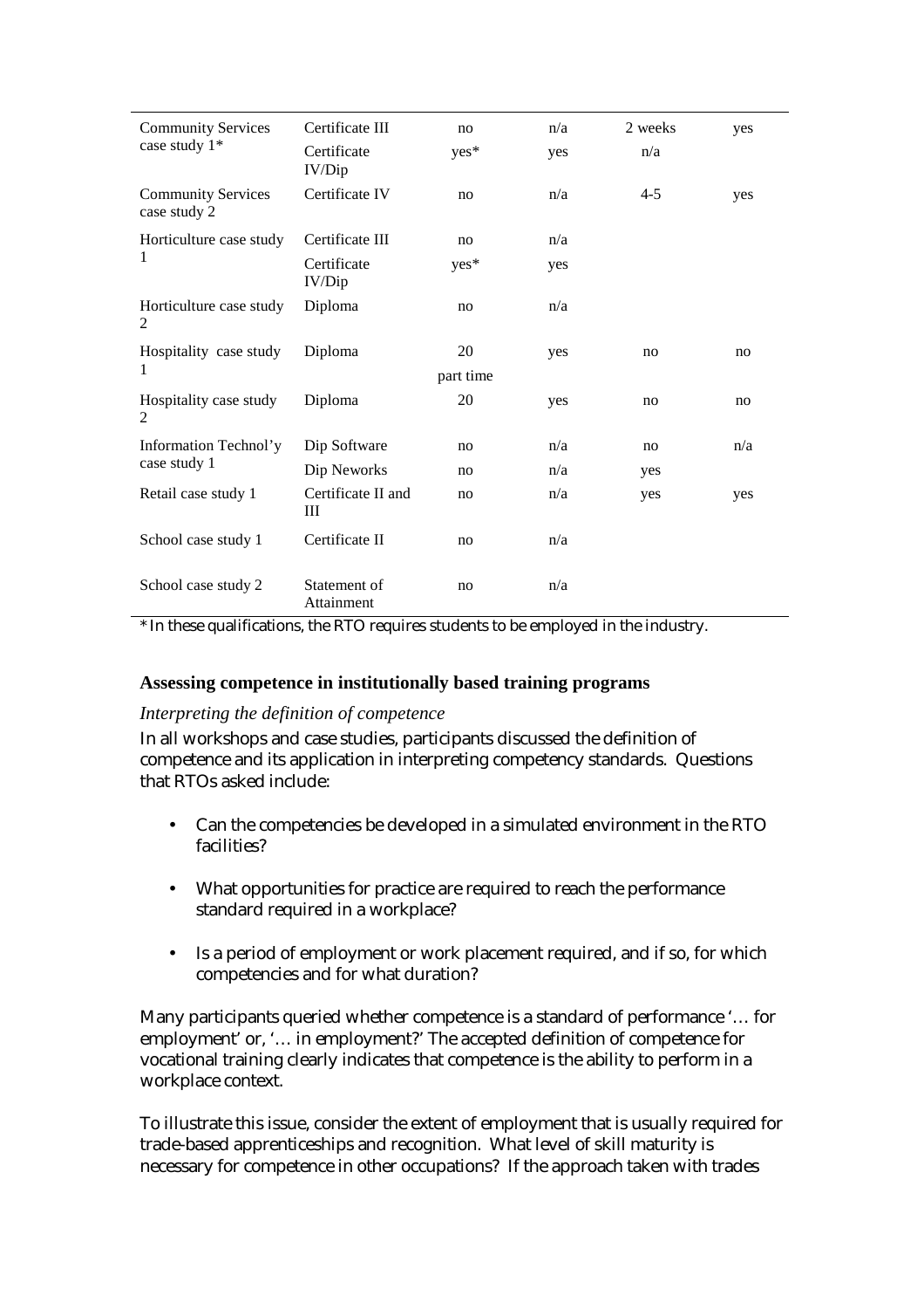| | | | | | |
|---|---|---|---|---|---|
| Community Services case study 1* | Certificate III | no | n/a | 2 weeks | yes |
| | Certificate IV/Dip | yes* | yes | n/a | |
| Community Services case study 2 | Certificate IV | no | n/a | 4-5 | yes |
| Horticulture case study 1 | Certificate III | no | n/a | | |
| | Certificate IV/Dip | yes* | yes | | |
| Horticulture case study 2 | Diploma | no | n/a | | |
| Hospitality case study 1 | Diploma | 20 part time | yes | no | no |
| Hospitality case study 2 | Diploma | 20 | yes | no | no |
| Information Technol'y case study 1 | Dip Software | no | n/a | no | n/a |
| | Dip Neworks | no | n/a | yes | |
| Retail case study 1 | Certificate II and III | no | n/a | yes | yes |
| School case study 1 | Certificate II | no | n/a | | |
| School case study 2 | Statement of Attainment | no | n/a | | |

* In these qualifications, the RTO requires students to be employed in the industry.

### Assessing competence in institutionally based training programs

*Interpreting the definition of competence*

In all workshops and case studies, participants discussed the definition of competence and its application in interpreting competency standards. Questions that RTOs asked include:

- Can the competencies be developed in a simulated environment in the RTO facilities?
- What opportunities for practice are required to reach the performance standard required in a workplace?
- Is a period of employment or work placement required, and if so, for which competencies and for what duration?

Many participants queried whether competence is a standard of performance '… for employment' or, '… in employment?' The accepted definition of competence for vocational training clearly indicates that competence is the ability to perform in a workplace context.

To illustrate this issue, consider the extent of employment that is usually required for trade-based apprenticeships and recognition. What level of skill maturity is necessary for competence in other occupations? If the approach taken with trades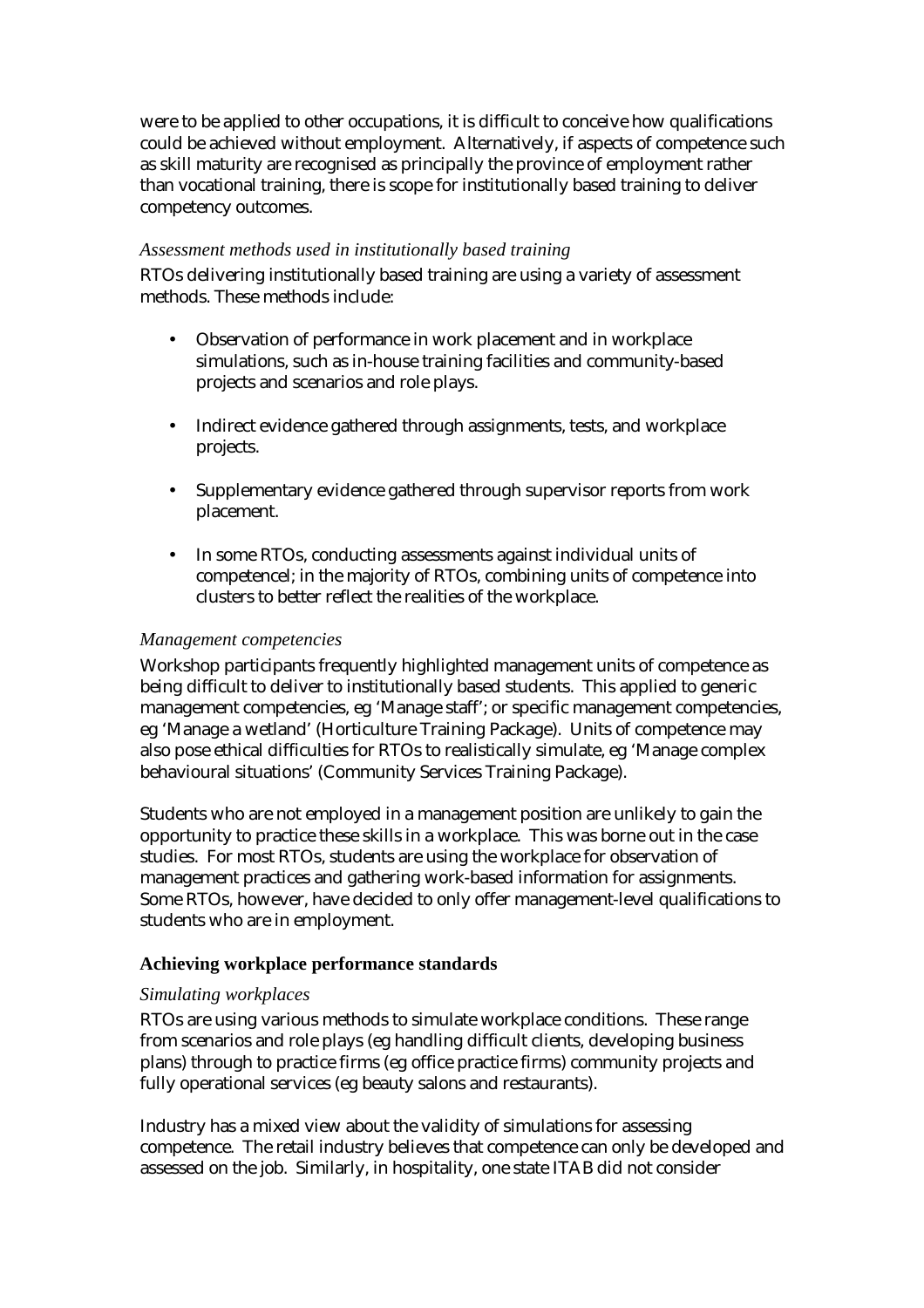were to be applied to other occupations, it is difficult to conceive how qualifications could be achieved without employment. Alternatively, if aspects of competence such as skill maturity are recognised as principally the province of employment rather than vocational training, there is scope for institutionally based training to deliver competency outcomes.

*Assessment methods used in institutionally based training*

RTOs delivering institutionally based training are using a variety of assessment methods. These methods include:

- Observation of performance in work placement and in workplace simulations, such as in-house training facilities and community-based projects and scenarios and role plays.
- Indirect evidence gathered through assignments, tests, and workplace projects.
- Supplementary evidence gathered through supervisor reports from work placement.
- In some RTOs, conducting assessments against individual units of competencel; in the majority of RTOs, combining units of competence into clusters to better reflect the realities of the workplace.

*Management competencies*

Workshop participants frequently highlighted management units of competence as being difficult to deliver to institutionally based students. This applied to generic management competencies, eg 'Manage staff'; or specific management competencies, eg 'Manage a wetland' (Horticulture Training Package). Units of competence may also pose ethical difficulties for RTOs to realistically simulate, eg 'Manage complex behavioural situations' (Community Services Training Package).

Students who are not employed in a management position are unlikely to gain the opportunity to practice these skills in a workplace. This was borne out in the case studies. For most RTOs, students are using the workplace for observation of management practices and gathering work-based information for assignments. Some RTOs, however, have decided to only offer management-level qualifications to students who are in employment.

**Achieving workplace performance standards**

*Simulating workplaces*

RTOs are using various methods to simulate workplace conditions. These range from scenarios and role plays (eg handling difficult clients, developing business plans) through to practice firms (eg office practice firms) community projects and fully operational services (eg beauty salons and restaurants).

Industry has a mixed view about the validity of simulations for assessing competence. The retail industry believes that competence can only be developed and assessed on the job. Similarly, in hospitality, one state ITAB did not consider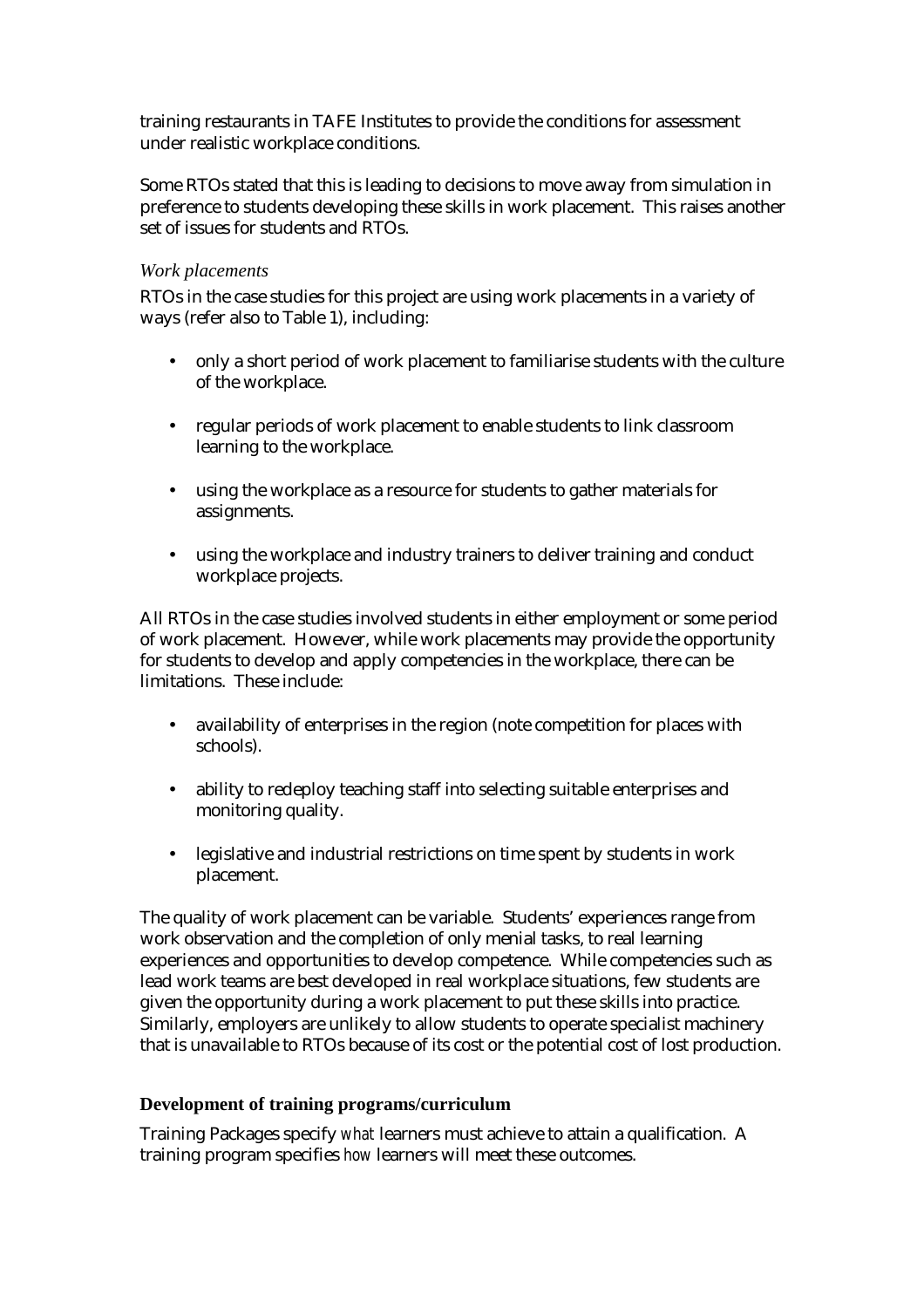training restaurants in TAFE Institutes to provide the conditions for assessment under realistic workplace conditions.

Some RTOs stated that this is leading to decisions to move away from simulation in preference to students developing these skills in work placement. This raises another set of issues for students and RTOs.

*Work placements*

RTOs in the case studies for this project are using work placements in a variety of ways (refer also to Table 1), including:

- only a short period of work placement to familiarise students with the culture of the workplace.
- regular periods of work placement to enable students to link classroom learning to the workplace.
- using the workplace as a resource for students to gather materials for assignments.
- using the workplace and industry trainers to deliver training and conduct workplace projects.

All RTOs in the case studies involved students in either employment or some period of work placement. However, while work placements may provide the opportunity for students to develop and apply competencies in the workplace, there can be limitations. These include:

- availability of enterprises in the region (note competition for places with schools).
- ability to redeploy teaching staff into selecting suitable enterprises and monitoring quality.
- legislative and industrial restrictions on time spent by students in work placement.

The quality of work placement can be variable. Students' experiences range from work observation and the completion of only menial tasks, to real learning experiences and opportunities to develop competence. While competencies such as lead work teams are best developed in real workplace situations, few students are given the opportunity during a work placement to put these skills into practice. Similarly, employers are unlikely to allow students to operate specialist machinery that is unavailable to RTOs because of its cost or the potential cost of lost production.

### Development of training programs/curriculum

Training Packages specify *what* learners must achieve to attain a qualification. A training program specifies *how* learners will meet these outcomes.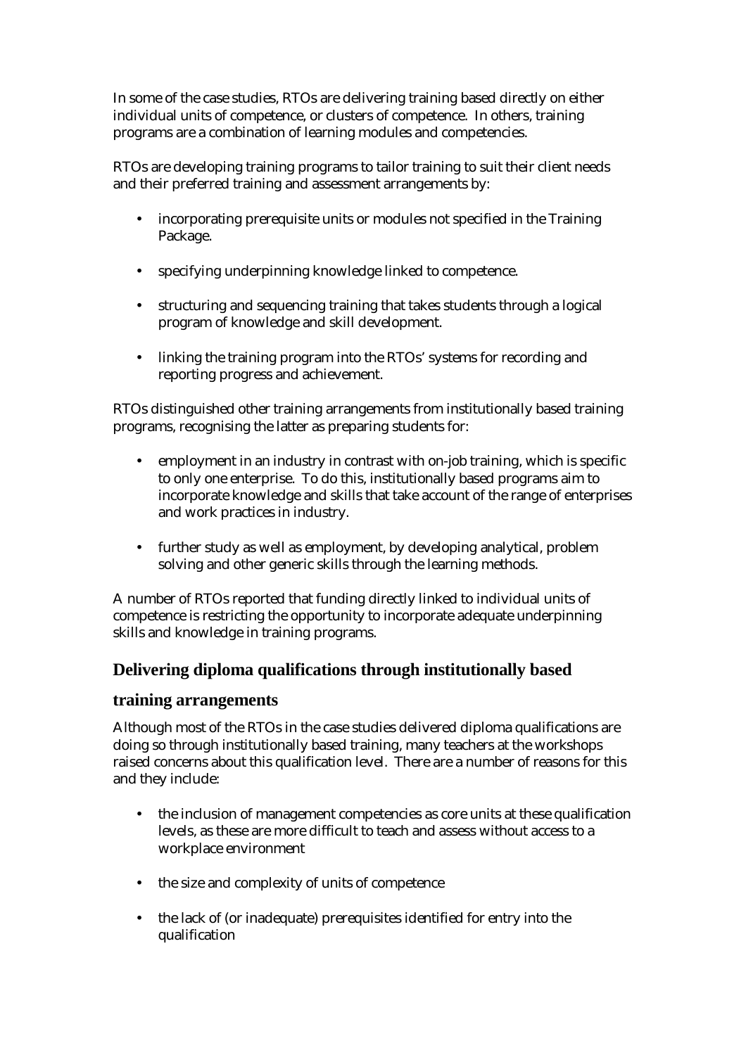In some of the case studies, RTOs are delivering training based directly on either individual units of competence, or clusters of competence. In others, training programs are a combination of learning modules and competencies.

RTOs are developing training programs to tailor training to suit their client needs and their preferred training and assessment arrangements by:

- incorporating prerequisite units or modules not specified in the Training Package.
- specifying underpinning knowledge linked to competence.
- structuring and sequencing training that takes students through a logical program of knowledge and skill development.
- linking the training program into the RTOs' systems for recording and reporting progress and achievement.

RTOs distinguished other training arrangements from institutionally based training programs, recognising the latter as preparing students for:

- employment in an industry in contrast with on-job training, which is specific to only one enterprise. To do this, institutionally based programs aim to incorporate knowledge and skills that take account of the range of enterprises and work practices in industry.
- further study as well as employment, by developing analytical, problem solving and other generic skills through the learning methods.

A number of RTOs reported that funding directly linked to individual units of competence is restricting the opportunity to incorporate adequate underpinning skills and knowledge in training programs.

## Delivering diploma qualifications through institutionally based training arrangements

Although most of the RTOs in the case studies delivered diploma qualifications are doing so through institutionally based training, many teachers at the workshops raised concerns about this qualification level. There are a number of reasons for this and they include:

- the inclusion of management competencies as core units at these qualification levels, as these are more difficult to teach and assess without access to a workplace environment
- the size and complexity of units of competence
- the lack of (or inadequate) prerequisites identified for entry into the qualification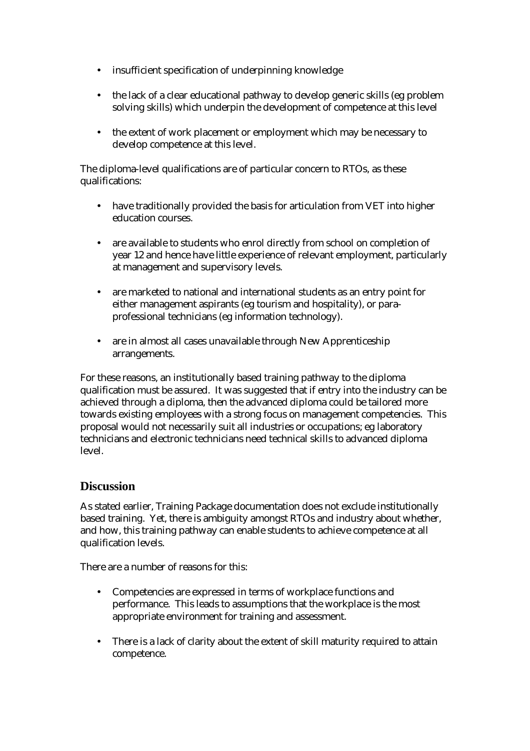- insufficient specification of underpinning knowledge
- the lack of a clear educational pathway to develop generic skills (eg problem solving skills) which underpin the development of competence at this level
- the extent of work placement or employment which may be necessary to develop competence at this level.

The diploma-level qualifications are of particular concern to RTOs, as these qualifications:

- have traditionally provided the basis for articulation from VET into higher education courses.
- are available to students who enrol directly from school on completion of year 12 and hence have little experience of relevant employment, particularly at management and supervisory levels.
- are marketed to national and international students as an entry point for either management aspirants (eg tourism and hospitality), or para-professional technicians (eg information technology).
- are in almost all cases unavailable through New Apprenticeship arrangements.

For these reasons, an institutionally based training pathway to the diploma qualification must be assured. It was suggested that if entry into the industry can be achieved through a diploma, then the advanced diploma could be tailored more towards existing employees with a strong focus on management competencies. This proposal would not necessarily suit all industries or occupations; eg laboratory technicians and electronic technicians need technical skills to advanced diploma level.

## Discussion

As stated earlier, Training Package documentation does not exclude institutionally based training. Yet, there is ambiguity amongst RTOs and industry about whether, and how, this training pathway can enable students to achieve competence at all qualification levels.

There are a number of reasons for this:

- Competencies are expressed in terms of workplace functions and performance. This leads to assumptions that the workplace is the most appropriate environment for training and assessment.
- There is a lack of clarity about the extent of skill maturity required to attain competence.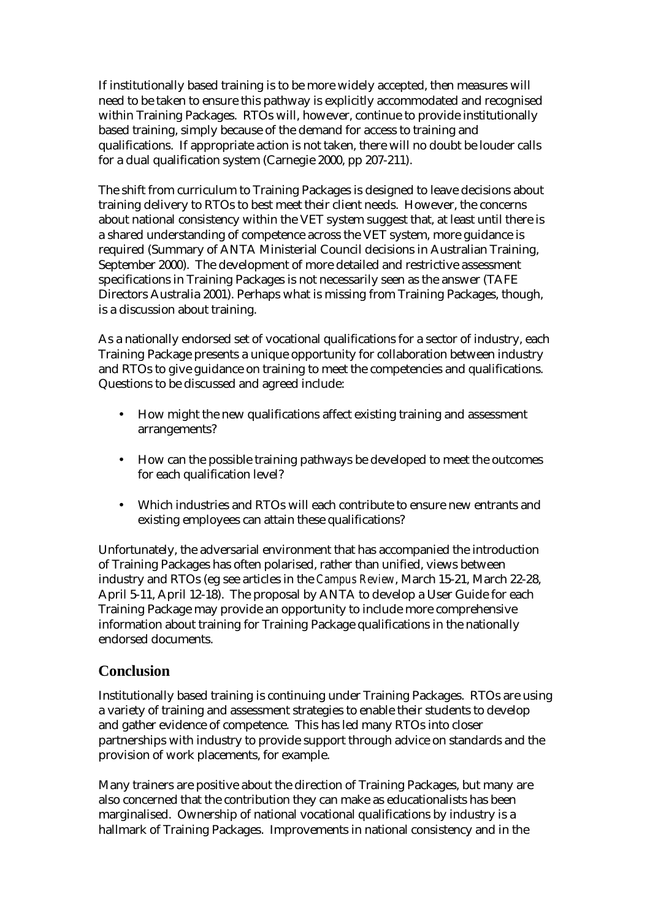If institutionally based training is to be more widely accepted, then measures will need to be taken to ensure this pathway is explicitly accommodated and recognised within Training Packages. RTOs will, however, continue to provide institutionally based training, simply because of the demand for access to training and qualifications. If appropriate action is not taken, there will no doubt be louder calls for a dual qualification system (Carnegie 2000, pp 207-211).

The shift from curriculum to Training Packages is designed to leave decisions about training delivery to RTOs to best meet their client needs. However, the concerns about national consistency within the VET system suggest that, at least until there is a shared understanding of competence across the VET system, more guidance is required (Summary of ANTA Ministerial Council decisions in Australian Training, September 2000). The development of more detailed and restrictive assessment specifications in Training Packages is not necessarily seen as the answer (TAFE Directors Australia 2001). Perhaps what is missing from Training Packages, though, is a discussion about training.

As a nationally endorsed set of vocational qualifications for a sector of industry, each Training Package presents a unique opportunity for collaboration between industry and RTOs to give guidance on training to meet the competencies and qualifications. Questions to be discussed and agreed include:

- How might the new qualifications affect existing training and assessment arrangements?
- How can the possible training pathways be developed to meet the outcomes for each qualification level?
- Which industries and RTOs will each contribute to ensure new entrants and existing employees can attain these qualifications?

Unfortunately, the adversarial environment that has accompanied the introduction of Training Packages has often polarised, rather than unified, views between industry and RTOs (eg see articles in the *Campus Review*, March 15-21, March 22-28, April 5-11, April 12-18). The proposal by ANTA to develop a User Guide for each Training Package may provide an opportunity to include more comprehensive information about training for Training Package qualifications in the nationally endorsed documents.

## Conclusion

Institutionally based training is continuing under Training Packages. RTOs are using a variety of training and assessment strategies to enable their students to develop and gather evidence of competence. This has led many RTOs into closer partnerships with industry to provide support through advice on standards and the provision of work placements, for example.

Many trainers are positive about the direction of Training Packages, but many are also concerned that the contribution they can make as educationalists has been marginalised. Ownership of national vocational qualifications by industry is a hallmark of Training Packages. Improvements in national consistency and in the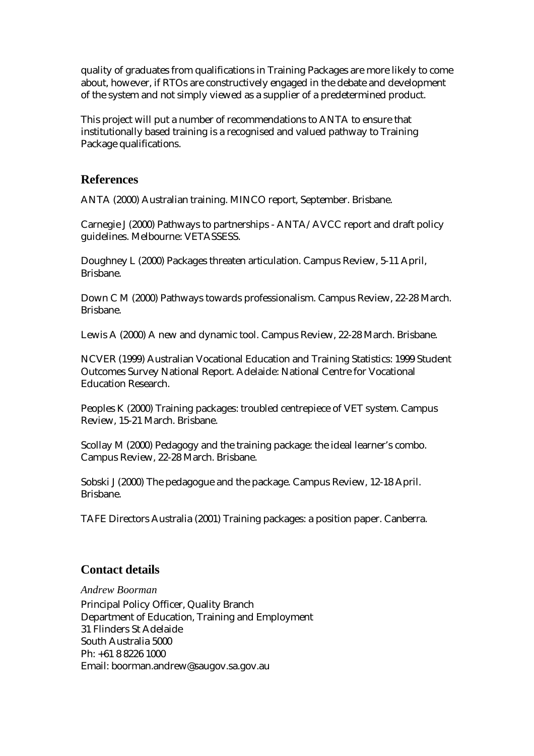quality of graduates from qualifications in Training Packages are more likely to come about, however, if RTOs are constructively engaged in the debate and development of the system and not simply viewed as a supplier of a predetermined product.

This project will put a number of recommendations to ANTA to ensure that institutionally based training is a recognised and valued pathway to Training Package qualifications.

## References

ANTA (2000) Australian training. MINCO report, September. Brisbane.

Carnegie J (2000) Pathways to partnerships - ANTA/AVCC report and draft policy guidelines. Melbourne: VETASSESS.

Doughney L (2000) Packages threaten articulation. Campus Review, 5-11 April, Brisbane.

Down C M (2000) Pathways towards professionalism. Campus Review, 22-28 March. Brisbane.

Lewis A (2000) A new and dynamic tool. Campus Review, 22-28 March. Brisbane.

NCVER (1999) Australian Vocational Education and Training Statistics: 1999 Student Outcomes Survey National Report. Adelaide: National Centre for Vocational Education Research.

Peoples K (2000) Training packages: troubled centrepiece of VET system. Campus Review, 15-21 March. Brisbane.

Scollay M (2000) Pedagogy and the training package: the ideal learner's combo. Campus Review, 22-28 March. Brisbane.

Sobski J (2000) The pedagogue and the package. Campus Review, 12-18 April. Brisbane.

TAFE Directors Australia (2001) Training packages: a position paper. Canberra.

## Contact details

*Andrew Boorman*
Principal Policy Officer, Quality Branch
Department of Education, Training and Employment
31 Flinders St Adelaide
South Australia 5000
Ph: +61 8 8226 1000
Email: boorman.andrew@saugov.sa.gov.au